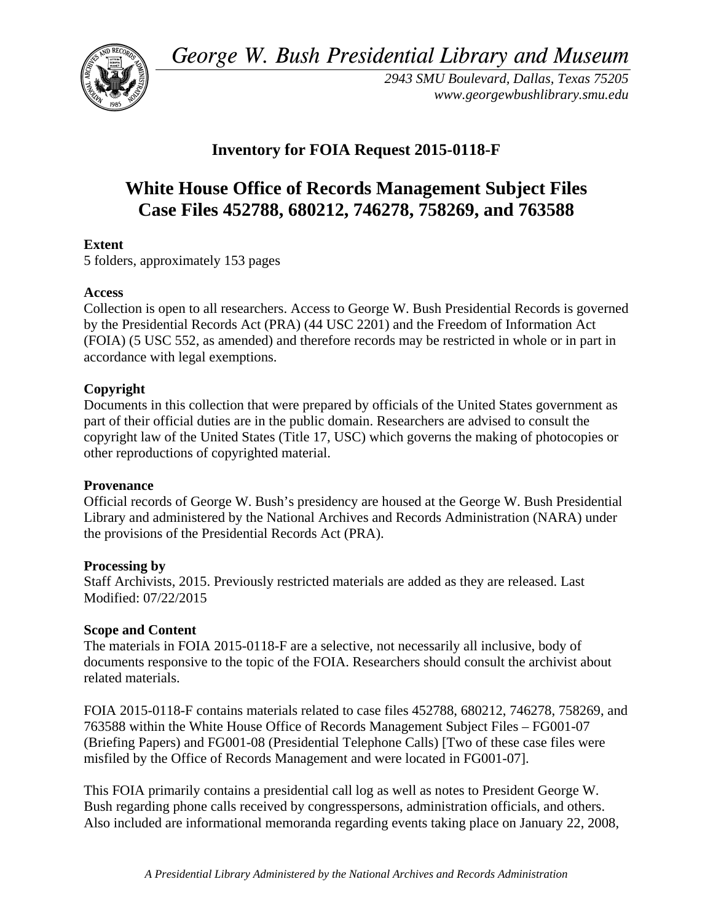*George W. Bush Presidential Library and Museum*

*2943 SMU Boulevard, Dallas, Texas 75205*
*www.georgewbushlibrary.smu.edu*

## Inventory for FOIA Request 2015-0118-F

# White House Office of Records Management Subject Files Case Files 452788, 680212, 746278, 758269, and 763588

**Extent**
5 folders, approximately 153 pages

**Access**
Collection is open to all researchers. Access to George W. Bush Presidential Records is governed by the Presidential Records Act (PRA) (44 USC 2201) and the Freedom of Information Act (FOIA) (5 USC 552, as amended) and therefore records may be restricted in whole or in part in accordance with legal exemptions.

**Copyright**
Documents in this collection that were prepared by officials of the United States government as part of their official duties are in the public domain. Researchers are advised to consult the copyright law of the United States (Title 17, USC) which governs the making of photocopies or other reproductions of copyrighted material.

**Provenance**
Official records of George W. Bush's presidency are housed at the George W. Bush Presidential Library and administered by the National Archives and Records Administration (NARA) under the provisions of the Presidential Records Act (PRA).

**Processing by**
Staff Archivists, 2015. Previously restricted materials are added as they are released. Last Modified: 07/22/2015

**Scope and Content**
The materials in FOIA 2015-0118-F are a selective, not necessarily all inclusive, body of documents responsive to the topic of the FOIA. Researchers should consult the archivist about related materials.

FOIA 2015-0118-F contains materials related to case files 452788, 680212, 746278, 758269, and 763588 within the White House Office of Records Management Subject Files – FG001-07 (Briefing Papers) and FG001-08 (Presidential Telephone Calls) [Two of these case files were misfiled by the Office of Records Management and were located in FG001-07].

This FOIA primarily contains a presidential call log as well as notes to President George W. Bush regarding phone calls received by congresspersons, administration officials, and others. Also included are informational memoranda regarding events taking place on January 22, 2008,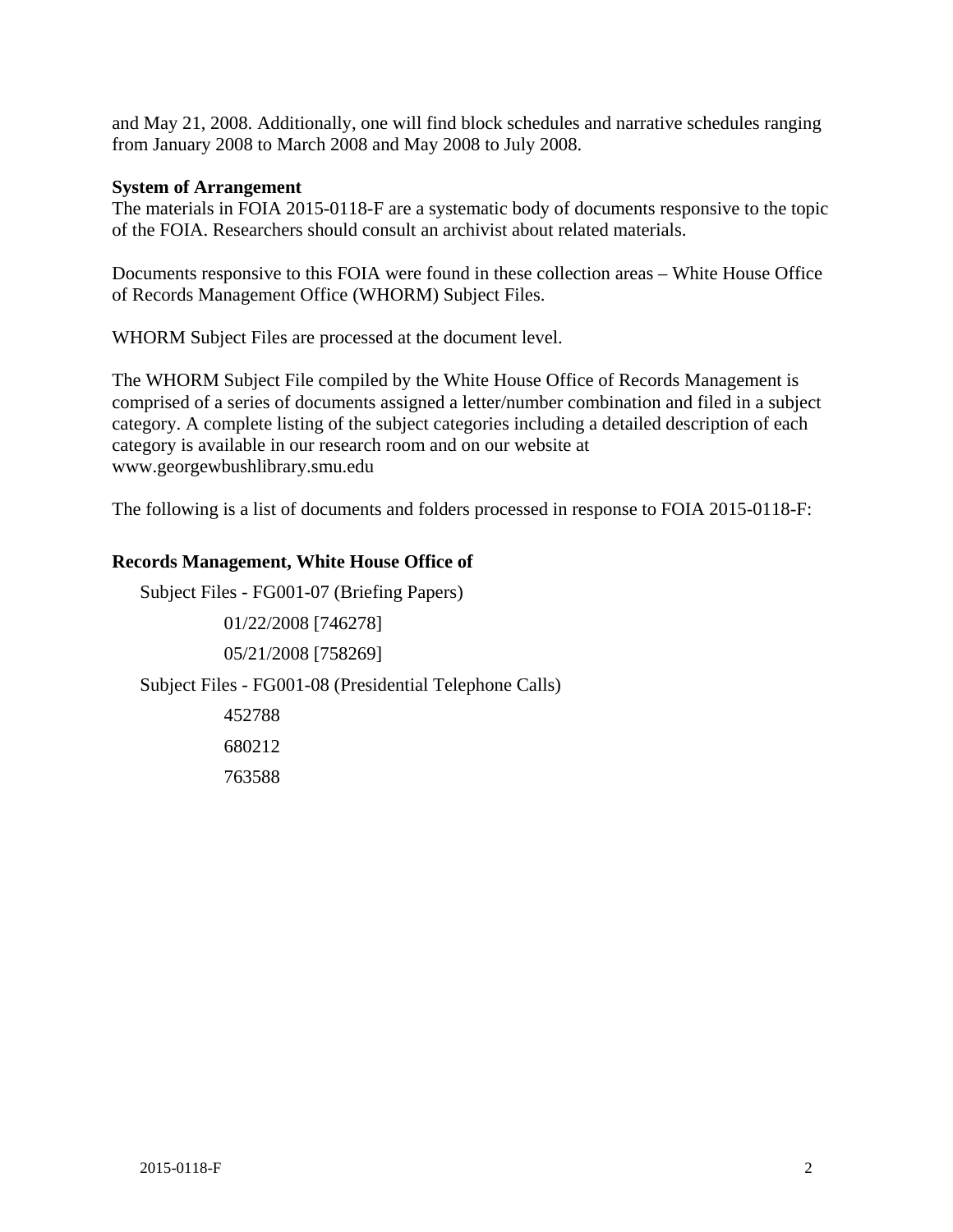and May 21, 2008. Additionally, one will find block schedules and narrative schedules ranging from January 2008 to March 2008 and May 2008 to July 2008.

**System of Arrangement**

The materials in FOIA 2015-0118-F are a systematic body of documents responsive to the topic of the FOIA. Researchers should consult an archivist about related materials.

Documents responsive to this FOIA were found in these collection areas – White House Office of Records Management Office (WHORM) Subject Files.

WHORM Subject Files are processed at the document level.

The WHORM Subject File compiled by the White House Office of Records Management is comprised of a series of documents assigned a letter/number combination and filed in a subject category. A complete listing of the subject categories including a detailed description of each category is available in our research room and on our website at www.georgewbushlibrary.smu.edu

The following is a list of documents and folders processed in response to FOIA 2015-0118-F:

**Records Management, White House Office of**

- Subject Files - FG001-07 (Briefing Papers)
  - 01/22/2008 [746278]
  - 05/21/2008 [758269]
- Subject Files - FG001-08 (Presidential Telephone Calls)
  - 452788
  - 680212
  - 763588